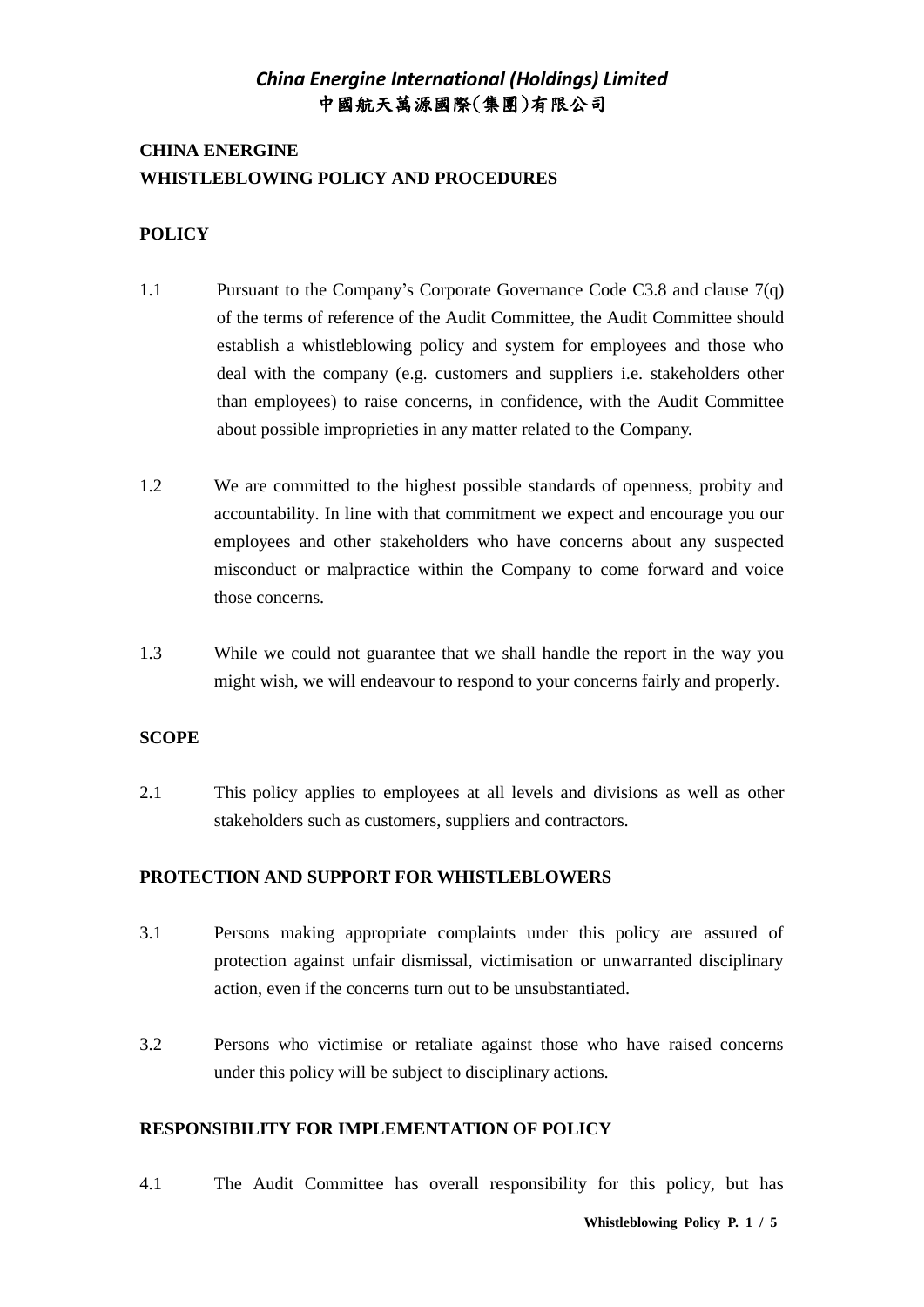# *China Energine International (Holdings) Limited*
# 中國航天萬源國際(集團)有限公司

## CHINA ENERGINE
## WHISTLEBLOWING POLICY AND PROCEDURES

### POLICY

1.1 Pursuant to the Company's Corporate Governance Code C3.8 and clause 7(q) of the terms of reference of the Audit Committee, the Audit Committee should establish a whistleblowing policy and system for employees and those who deal with the company (e.g. customers and suppliers i.e. stakeholders other than employees) to raise concerns, in confidence, with the Audit Committee about possible improprieties in any matter related to the Company.

1.2 We are committed to the highest possible standards of openness, probity and accountability. In line with that commitment we expect and encourage you our employees and other stakeholders who have concerns about any suspected misconduct or malpractice within the Company to come forward and voice those concerns.

1.3 While we could not guarantee that we shall handle the report in the way you might wish, we will endeavour to respond to your concerns fairly and properly.

### SCOPE

2.1 This policy applies to employees at all levels and divisions as well as other stakeholders such as customers, suppliers and contractors.

### PROTECTION AND SUPPORT FOR WHISTLEBLOWERS

3.1 Persons making appropriate complaints under this policy are assured of protection against unfair dismissal, victimisation or unwarranted disciplinary action, even if the concerns turn out to be unsubstantiated.

3.2 Persons who victimise or retaliate against those who have raised concerns under this policy will be subject to disciplinary actions.

### RESPONSIBILITY FOR IMPLEMENTATION OF POLICY

4.1 The Audit Committee has overall responsibility for this policy, but has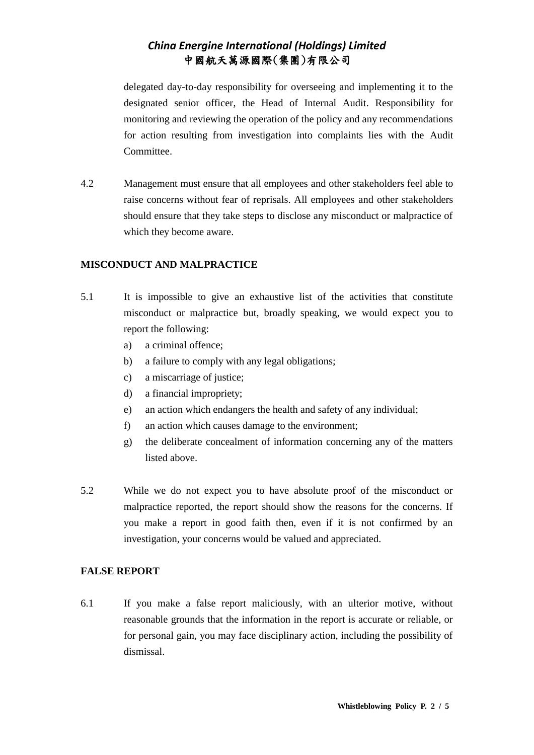delegated day-to-day responsibility for overseeing and implementing it to the designated senior officer, the Head of Internal Audit. Responsibility for monitoring and reviewing the operation of the policy and any recommendations for action resulting from investigation into complaints lies with the Audit Committee.

4.2 Management must ensure that all employees and other stakeholders feel able to raise concerns without fear of reprisals. All employees and other stakeholders should ensure that they take steps to disclose any misconduct or malpractice of which they become aware.

## MISCONDUCT AND MALPRACTICE

5.1 It is impossible to give an exhaustive list of the activities that constitute misconduct or malpractice but, broadly speaking, we would expect you to report the following:

a) a criminal offence;
b) a failure to comply with any legal obligations;
c) a miscarriage of justice;
d) a financial impropriety;
e) an action which endangers the health and safety of any individual;
f) an action which causes damage to the environment;
g) the deliberate concealment of information concerning any of the matters listed above.

5.2 While we do not expect you to have absolute proof of the misconduct or malpractice reported, the report should show the reasons for the concerns. If you make a report in good faith then, even if it is not confirmed by an investigation, your concerns would be valued and appreciated.

## FALSE REPORT

6.1 If you make a false report maliciously, with an ulterior motive, without reasonable grounds that the information in the report is accurate or reliable, or for personal gain, you may face disciplinary action, including the possibility of dismissal.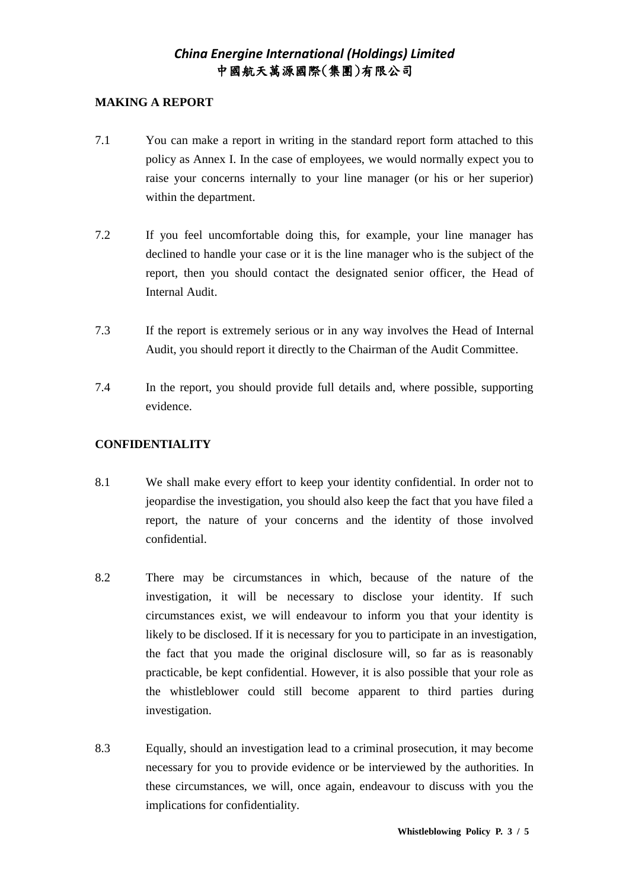## MAKING A REPORT

7.1 You can make a report in writing in the standard report form attached to this policy as Annex I. In the case of employees, we would normally expect you to raise your concerns internally to your line manager (or his or her superior) within the department.

7.2 If you feel uncomfortable doing this, for example, your line manager has declined to handle your case or it is the line manager who is the subject of the report, then you should contact the designated senior officer, the Head of Internal Audit.

7.3 If the report is extremely serious or in any way involves the Head of Internal Audit, you should report it directly to the Chairman of the Audit Committee.

7.4 In the report, you should provide full details and, where possible, supporting evidence.

## CONFIDENTIALITY

8.1 We shall make every effort to keep your identity confidential. In order not to jeopardise the investigation, you should also keep the fact that you have filed a report, the nature of your concerns and the identity of those involved confidential.

8.2 There may be circumstances in which, because of the nature of the investigation, it will be necessary to disclose your identity. If such circumstances exist, we will endeavour to inform you that your identity is likely to be disclosed. If it is necessary for you to participate in an investigation, the fact that you made the original disclosure will, so far as is reasonably practicable, be kept confidential. However, it is also possible that your role as the whistleblower could still become apparent to third parties during investigation.

8.3 Equally, should an investigation lead to a criminal prosecution, it may become necessary for you to provide evidence or be interviewed by the authorities. In these circumstances, we will, once again, endeavour to discuss with you the implications for confidentiality.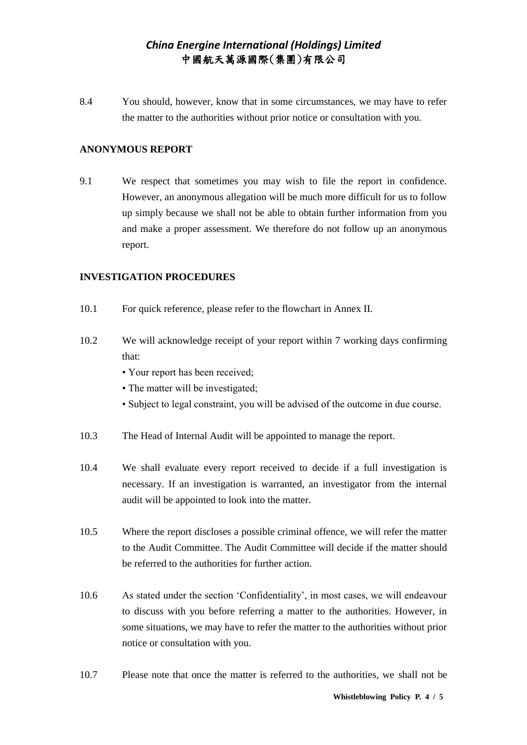8.4 You should, however, know that in some circumstances, we may have to refer the matter to the authorities without prior notice or consultation with you.

**ANONYMOUS REPORT**

9.1 We respect that sometimes you may wish to file the report in confidence. However, an anonymous allegation will be much more difficult for us to follow up simply because we shall not be able to obtain further information from you and make a proper assessment. We therefore do not follow up an anonymous report.

**INVESTIGATION PROCEDURES**

10.1 For quick reference, please refer to the flowchart in Annex II.

10.2 We will acknowledge receipt of your report within 7 working days confirming that:

- Your report has been received;
- The matter will be investigated;
- Subject to legal constraint, you will be advised of the outcome in due course.

10.3 The Head of Internal Audit will be appointed to manage the report.

10.4 We shall evaluate every report received to decide if a full investigation is necessary. If an investigation is warranted, an investigator from the internal audit will be appointed to look into the matter.

10.5 Where the report discloses a possible criminal offence, we will refer the matter to the Audit Committee. The Audit Committee will decide if the matter should be referred to the authorities for further action.

10.6 As stated under the section 'Confidentiality', in most cases, we will endeavour to discuss with you before referring a matter to the authorities. However, in some situations, we may have to refer the matter to the authorities without prior notice or consultation with you.

10.7 Please note that once the matter is referred to the authorities, we shall not be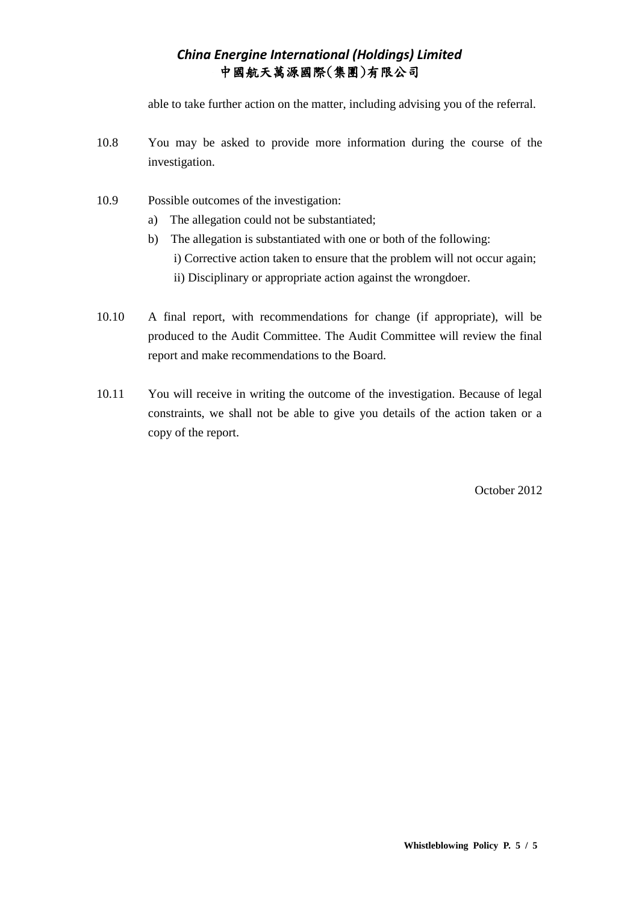able to take further action on the matter, including advising you of the referral.

10.8 You may be asked to provide more information during the course of the investigation.

10.9 Possible outcomes of the investigation:

a) The allegation could not be substantiated;

b) The allegation is substantiated with one or both of the following:

   i) Corrective action taken to ensure that the problem will not occur again;

   ii) Disciplinary or appropriate action against the wrongdoer.

10.10 A final report, with recommendations for change (if appropriate), will be produced to the Audit Committee. The Audit Committee will review the final report and make recommendations to the Board.

10.11 You will receive in writing the outcome of the investigation. Because of legal constraints, we shall not be able to give you details of the action taken or a copy of the report.

October 2012